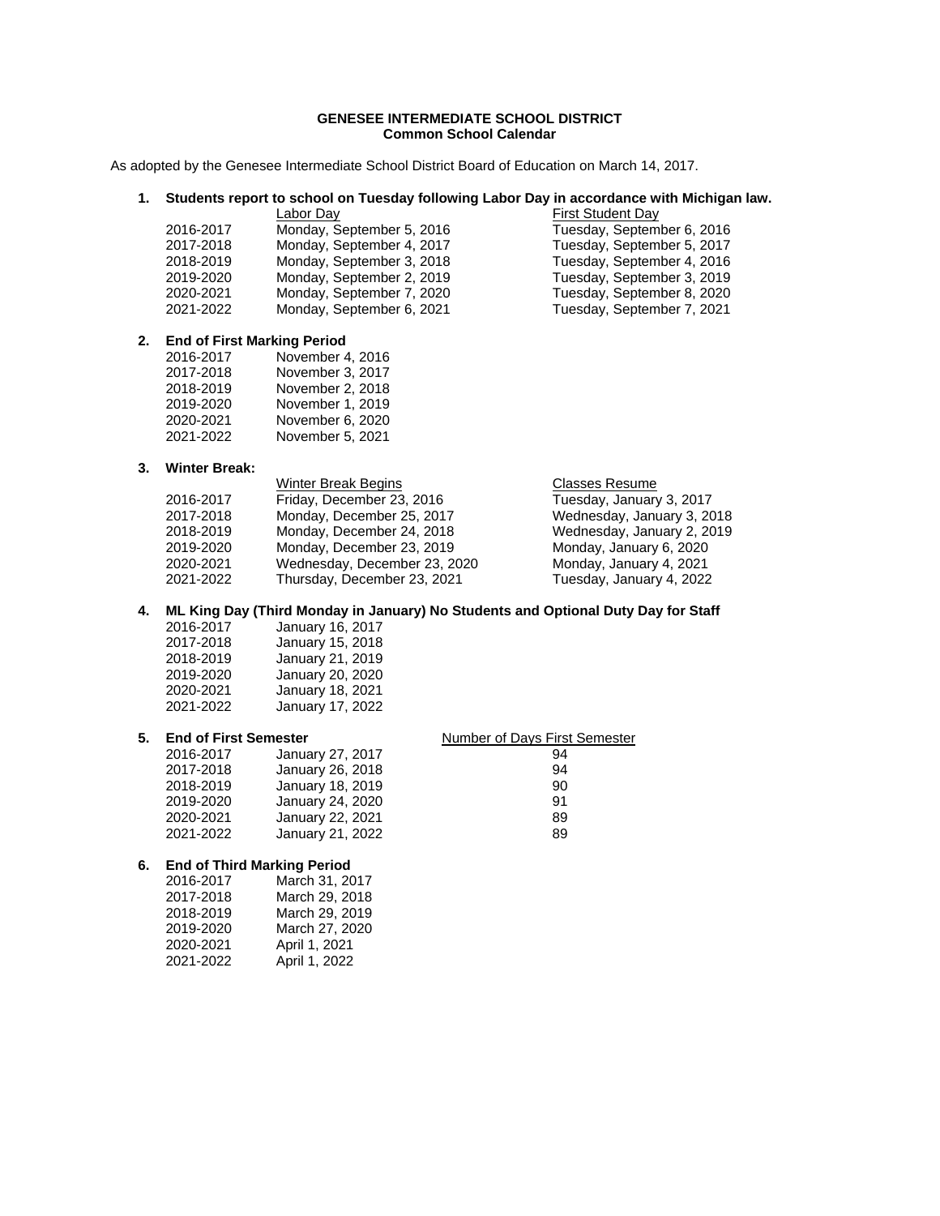**GENESEE INTERMEDIATE SCHOOL DISTRICT**
**Common School Calendar**

As adopted by the Genesee Intermediate School District Board of Education on March 14, 2017.

**1. Students report to school on Tuesday following Labor Day in accordance with Michigan law.**

| | Labor Day | First Student Day |
|---|---|---|
| 2016-2017 | Monday, September 5, 2016 | Tuesday, September 6, 2016 |
| 2017-2018 | Monday, September 4, 2017 | Tuesday, September 5, 2017 |
| 2018-2019 | Monday, September 3, 2018 | Tuesday, September 4, 2016 |
| 2019-2020 | Monday, September 2, 2019 | Tuesday, September 3, 2019 |
| 2020-2021 | Monday, September 7, 2020 | Tuesday, September 8, 2020 |
| 2021-2022 | Monday, September 6, 2021 | Tuesday, September 7, 2021 |

**2. End of First Marking Period**

| | |
|---|---|
| 2016-2017 | November 4, 2016 |
| 2017-2018 | November 3, 2017 |
| 2018-2019 | November 2, 2018 |
| 2019-2020 | November 1, 2019 |
| 2020-2021 | November 6, 2020 |
| 2021-2022 | November 5, 2021 |

**3. Winter Break:**

| | Winter Break Begins | Classes Resume |
|---|---|---|
| 2016-2017 | Friday, December 23, 2016 | Tuesday, January 3, 2017 |
| 2017-2018 | Monday, December 25, 2017 | Wednesday, January 3, 2018 |
| 2018-2019 | Monday, December 24, 2018 | Wednesday, January 2, 2019 |
| 2019-2020 | Monday, December 23, 2019 | Monday, January 6, 2020 |
| 2020-2021 | Wednesday, December 23, 2020 | Monday, January 4, 2021 |
| 2021-2022 | Thursday, December 23, 2021 | Tuesday, January 4, 2022 |

**4. ML King Day (Third Monday in January) No Students and Optional Duty Day for Staff**

| | |
|---|---|
| 2016-2017 | January 16, 2017 |
| 2017-2018 | January 15, 2018 |
| 2018-2019 | January 21, 2019 |
| 2019-2020 | January 20, 2020 |
| 2020-2021 | January 18, 2021 |
| 2021-2022 | January 17, 2022 |

**5. End of First Semester**

| | | Number of Days First Semester |
|---|---|---|
| 2016-2017 | January 27, 2017 | 94 |
| 2017-2018 | January 26, 2018 | 94 |
| 2018-2019 | January 18, 2019 | 90 |
| 2019-2020 | January 24, 2020 | 91 |
| 2020-2021 | January 22, 2021 | 89 |
| 2021-2022 | January 21, 2022 | 89 |

**6. End of Third Marking Period**

| | |
|---|---|
| 2016-2017 | March 31, 2017 |
| 2017-2018 | March 29, 2018 |
| 2018-2019 | March 29, 2019 |
| 2019-2020 | March 27, 2020 |
| 2020-2021 | April 1, 2021 |
| 2021-2022 | April 1, 2022 |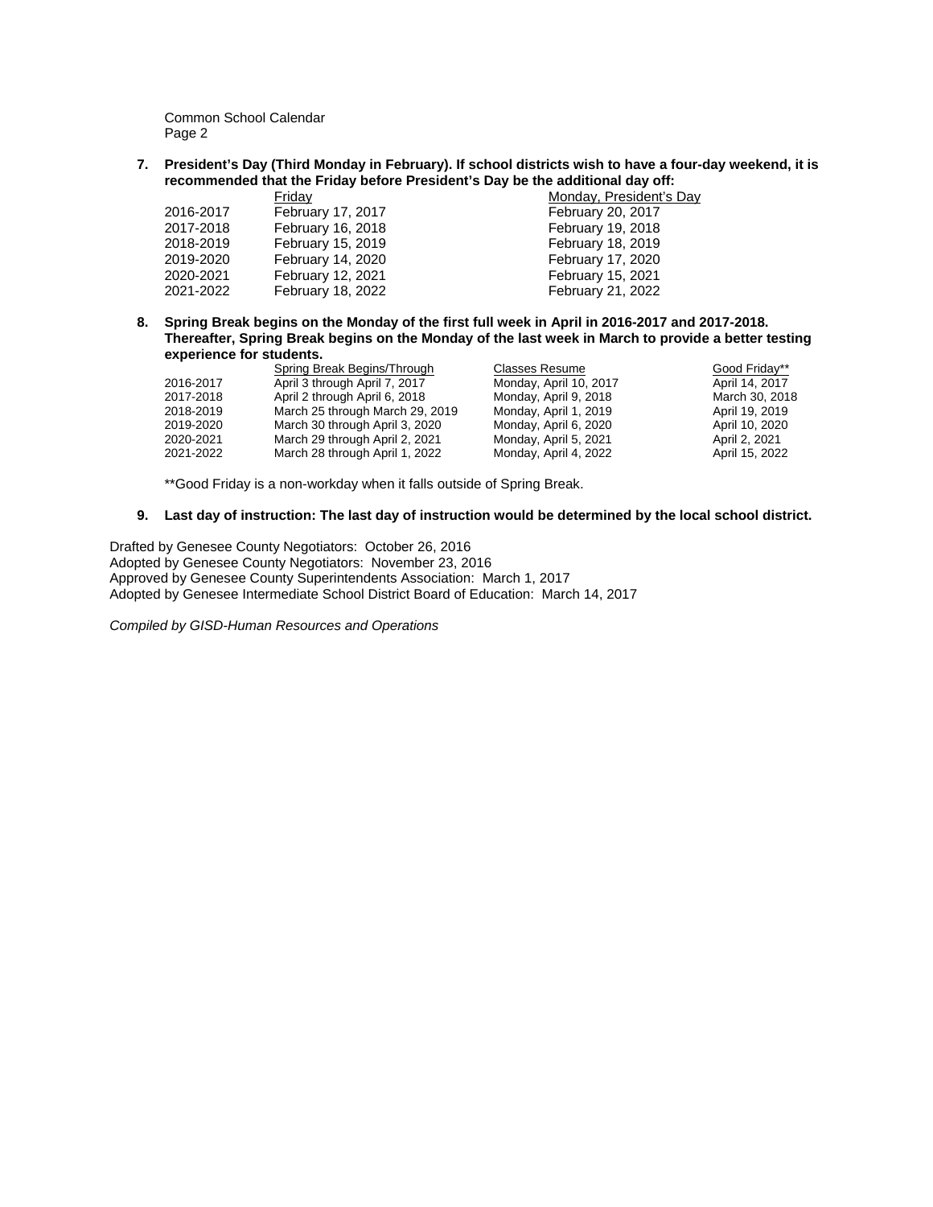7. **President's Day (Third Monday in February). If school districts wish to have a four-day weekend, it is recommended that the Friday before President's Day be the additional day off:**

| | Friday | Monday, President's Day |
|---|---|---|
| 2016-2017 | February 17, 2017 | February 20, 2017 |
| 2017-2018 | February 16, 2018 | February 19, 2018 |
| 2018-2019 | February 15, 2019 | February 18, 2019 |
| 2019-2020 | February 14, 2020 | February 17, 2020 |
| 2020-2021 | February 12, 2021 | February 15, 2021 |
| 2021-2022 | February 18, 2022 | February 21, 2022 |

8. **Spring Break begins on the Monday of the first full week in April in 2016-2017 and 2017-2018. Thereafter, Spring Break begins on the Monday of the last week in March to provide a better testing experience for students.**

| | Spring Break Begins/Through | Classes Resume | Good Friday** |
|---|---|---|---|
| 2016-2017 | April 3 through April 7, 2017 | Monday, April 10, 2017 | April 14, 2017 |
| 2017-2018 | April 2 through April 6, 2018 | Monday, April 9, 2018 | March 30, 2018 |
| 2018-2019 | March 25 through March 29, 2019 | Monday, April 1, 2019 | April 19, 2019 |
| 2019-2020 | March 30 through April 3, 2020 | Monday, April 6, 2020 | April 10, 2020 |
| 2020-2021 | March 29 through April 2, 2021 | Monday, April 5, 2021 | April 2, 2021 |
| 2021-2022 | March 28 through April 1, 2022 | Monday, April 4, 2022 | April 15, 2022 |

**Good Friday is a non-workday when it falls outside of Spring Break.

9. **Last day of instruction: The last day of instruction would be determined by the local school district.**

Drafted by Genesee County Negotiators: October 26, 2016
Adopted by Genesee County Negotiators: November 23, 2016
Approved by Genesee County Superintendents Association: March 1, 2017
Adopted by Genesee Intermediate School District Board of Education: March 14, 2017

*Compiled by GISD-Human Resources and Operations*